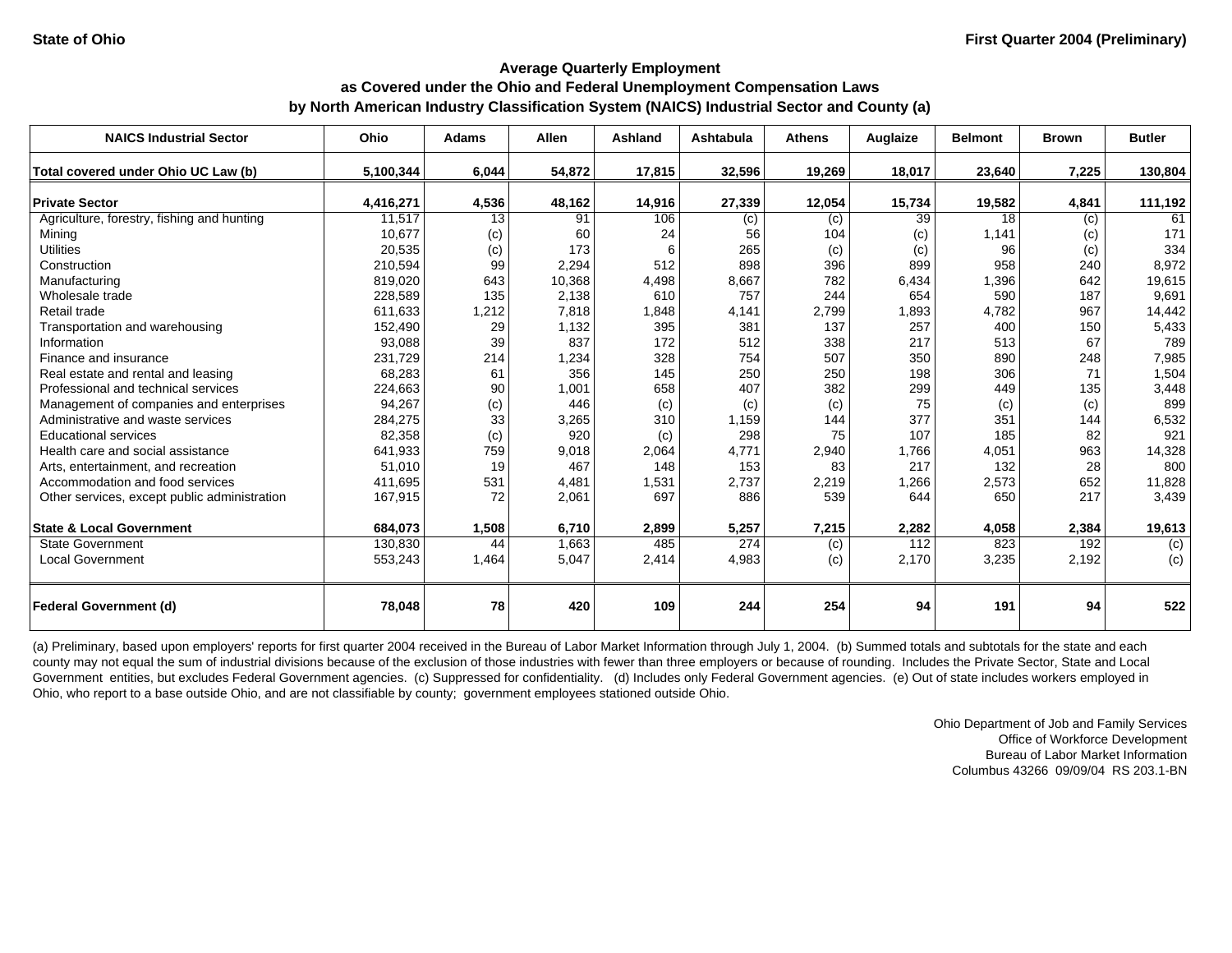State of Ohio

First Quarter 2004 (Preliminary)

## Average Quarterly Employment
## as Covered under the Ohio and Federal Unemployment Compensation Laws
## by North American Industry Classification System (NAICS) Industrial Sector and County (a)

| NAICS Industrial Sector | Ohio | Adams | Allen | Ashland | Ashtabula | Athens | Auglaize | Belmont | Brown | Butler |
|---|---|---|---|---|---|---|---|---|---|---|
| **Total covered under Ohio UC Law (b)** | **5,100,344** | **6,044** | **54,872** | **17,815** | **32,596** | **19,269** | **18,017** | **23,640** | **7,225** | **130,804** |
| **Private Sector** | **4,416,271** | **4,536** | **48,162** | **14,916** | **27,339** | **12,054** | **15,734** | **19,582** | **4,841** | **111,192** |
| Agriculture, forestry, fishing and hunting | 11,517 | 13 | 91 | 106 | (c) | (c) | 39 | 18 | (c) | 61 |
| Mining | 10,677 | (c) | 60 | 24 | 56 | 104 | (c) | 1,141 | (c) | 171 |
| Utilities | 20,535 | (c) | 173 | 6 | 265 | (c) | (c) | 96 | (c) | 334 |
| Construction | 210,594 | 99 | 2,294 | 512 | 898 | 396 | 899 | 958 | 240 | 8,972 |
| Manufacturing | 819,020 | 643 | 10,368 | 4,498 | 8,667 | 782 | 6,434 | 1,396 | 642 | 19,615 |
| Wholesale trade | 228,589 | 135 | 2,138 | 610 | 757 | 244 | 654 | 590 | 187 | 9,691 |
| Retail trade | 611,633 | 1,212 | 7,818 | 1,848 | 4,141 | 2,799 | 1,893 | 4,782 | 967 | 14,442 |
| Transportation and warehousing | 152,490 | 29 | 1,132 | 395 | 381 | 137 | 257 | 400 | 150 | 5,433 |
| Information | 93,088 | 39 | 837 | 172 | 512 | 338 | 217 | 513 | 67 | 789 |
| Finance and insurance | 231,729 | 214 | 1,234 | 328 | 754 | 507 | 350 | 890 | 248 | 7,985 |
| Real estate and rental and leasing | 68,283 | 61 | 356 | 145 | 250 | 250 | 198 | 306 | 71 | 1,504 |
| Professional and technical services | 224,663 | 90 | 1,001 | 658 | 407 | 382 | 299 | 449 | 135 | 3,448 |
| Management of companies and enterprises | 94,267 | (c) | 446 | (c) | (c) | (c) | 75 | (c) | (c) | 899 |
| Administrative and waste services | 284,275 | 33 | 3,265 | 310 | 1,159 | 144 | 377 | 351 | 144 | 6,532 |
| Educational services | 82,358 | (c) | 920 | (c) | 298 | 75 | 107 | 185 | 82 | 921 |
| Health care and social assistance | 641,933 | 759 | 9,018 | 2,064 | 4,771 | 2,940 | 1,766 | 4,051 | 963 | 14,328 |
| Arts, entertainment, and recreation | 51,010 | 19 | 467 | 148 | 153 | 83 | 217 | 132 | 28 | 800 |
| Accommodation and food services | 411,695 | 531 | 4,481 | 1,531 | 2,737 | 2,219 | 1,266 | 2,573 | 652 | 11,828 |
| Other services, except public administration | 167,915 | 72 | 2,061 | 697 | 886 | 539 | 644 | 650 | 217 | 3,439 |
| **State & Local Government** | **684,073** | **1,508** | **6,710** | **2,899** | **5,257** | **7,215** | **2,282** | **4,058** | **2,384** | **19,613** |
| State Government | 130,830 | 44 | 1,663 | 485 | 274 | (c) | 112 | 823 | 192 | (c) |
| Local Government | 553,243 | 1,464 | 5,047 | 2,414 | 4,983 | (c) | 2,170 | 3,235 | 2,192 | (c) |
| **Federal Government (d)** | **78,048** | **78** | **420** | **109** | **244** | **254** | **94** | **191** | **94** | **522** |

(a) Preliminary, based upon employers' reports for first quarter 2004 received in the Bureau of Labor Market Information through July 1, 2004. (b) Summed totals and subtotals for the state and each county may not equal the sum of industrial divisions because of the exclusion of those industries with fewer than three employers or because of rounding. Includes the Private Sector, State and Local Government entities, but excludes Federal Government agencies. (c) Suppressed for confidentiality. (d) Includes only Federal Government agencies. (e) Out of state includes workers employed in Ohio, who report to a base outside Ohio, and are not classifiable by county; government employees stationed outside Ohio.

Ohio Department of Job and Family Services
Office of Workforce Development
Bureau of Labor Market Information
Columbus 43266 09/09/04 RS 203.1-BN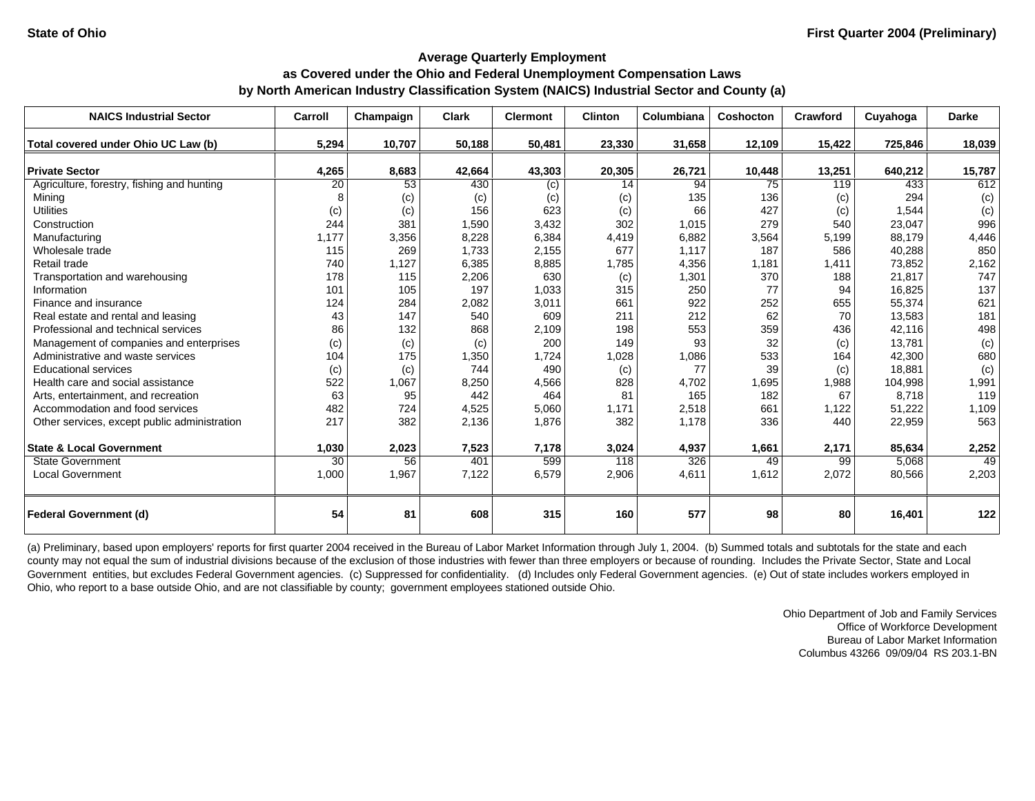State of Ohio | First Quarter 2004 (Preliminary)

## Average Quarterly Employment
## as Covered under the Ohio and Federal Unemployment Compensation Laws
## by North American Industry Classification System (NAICS) Industrial Sector and County (a)

| NAICS Industrial Sector | Carroll | Champaign | Clark | Clermont | Clinton | Columbiana | Coshocton | Crawford | Cuyahoga | Darke |
|---|---|---|---|---|---|---|---|---|---|---|
| **Total covered under Ohio UC Law (b)** | **5,294** | **10,707** | **50,188** | **50,481** | **23,330** | **31,658** | **12,109** | **15,422** | **725,846** | **18,039** |
| **Private Sector** | **4,265** | **8,683** | **42,664** | **43,303** | **20,305** | **26,721** | **10,448** | **13,251** | **640,212** | **15,787** |
| Agriculture, forestry, fishing and hunting | 20 | 53 | 430 | (c) | 14 | 94 | 75 | 119 | 433 | 612 |
| Mining | 8 | (c) | (c) | (c) | (c) | 135 | 136 | (c) | 294 | (c) |
| Utilities | (c) | (c) | 156 | 623 | (c) | 66 | 427 | (c) | 1,544 | (c) |
| Construction | 244 | 381 | 1,590 | 3,432 | 302 | 1,015 | 279 | 540 | 23,047 | 996 |
| Manufacturing | 1,177 | 3,356 | 8,228 | 6,384 | 4,419 | 6,882 | 3,564 | 5,199 | 88,179 | 4,446 |
| Wholesale trade | 115 | 269 | 1,733 | 2,155 | 677 | 1,117 | 187 | 586 | 40,288 | 850 |
| Retail trade | 740 | 1,127 | 6,385 | 8,885 | 1,785 | 4,356 | 1,181 | 1,411 | 73,852 | 2,162 |
| Transportation and warehousing | 178 | 115 | 2,206 | 630 | (c) | 1,301 | 370 | 188 | 21,817 | 747 |
| Information | 101 | 105 | 197 | 1,033 | 315 | 250 | 77 | 94 | 16,825 | 137 |
| Finance and insurance | 124 | 284 | 2,082 | 3,011 | 661 | 922 | 252 | 655 | 55,374 | 621 |
| Real estate and rental and leasing | 43 | 147 | 540 | 609 | 211 | 212 | 62 | 70 | 13,583 | 181 |
| Professional and technical services | 86 | 132 | 868 | 2,109 | 198 | 553 | 359 | 436 | 42,116 | 498 |
| Management of companies and enterprises | (c) | (c) | (c) | 200 | 149 | 93 | 32 | (c) | 13,781 | (c) |
| Administrative and waste services | 104 | 175 | 1,350 | 1,724 | 1,028 | 1,086 | 533 | 164 | 42,300 | 680 |
| Educational services | (c) | (c) | 744 | 490 | (c) | 77 | 39 | (c) | 18,881 | (c) |
| Health care and social assistance | 522 | 1,067 | 8,250 | 4,566 | 828 | 4,702 | 1,695 | 1,988 | 104,998 | 1,991 |
| Arts, entertainment, and recreation | 63 | 95 | 442 | 464 | 81 | 165 | 182 | 67 | 8,718 | 119 |
| Accommodation and food services | 482 | 724 | 4,525 | 5,060 | 1,171 | 2,518 | 661 | 1,122 | 51,222 | 1,109 |
| Other services, except public administration | 217 | 382 | 2,136 | 1,876 | 382 | 1,178 | 336 | 440 | 22,959 | 563 |
| **State & Local Government** | **1,030** | **2,023** | **7,523** | **7,178** | **3,024** | **4,937** | **1,661** | **2,171** | **85,634** | **2,252** |
| State Government | 30 | 56 | 401 | 599 | 118 | 326 | 49 | 99 | 5,068 | 49 |
| Local Government | 1,000 | 1,967 | 7,122 | 6,579 | 2,906 | 4,611 | 1,612 | 2,072 | 80,566 | 2,203 |
| **Federal Government (d)** | **54** | **81** | **608** | **315** | **160** | **577** | **98** | **80** | **16,401** | **122** |

(a) Preliminary, based upon employers' reports for first quarter 2004 received in the Bureau of Labor Market Information through July 1, 2004. (b) Summed totals and subtotals for the state and each county may not equal the sum of industrial divisions because of the exclusion of those industries with fewer than three employers or because of rounding. Includes the Private Sector, State and Local Government entities, but excludes Federal Government agencies. (c) Suppressed for confidentiality. (d) Includes only Federal Government agencies. (e) Out of state includes workers employed in Ohio, who report to a base outside Ohio, and are not classifiable by county; government employees stationed outside Ohio.

Ohio Department of Job and Family Services
Office of Workforce Development
Bureau of Labor Market Information
Columbus 43266 09/09/04 RS 203.1-BN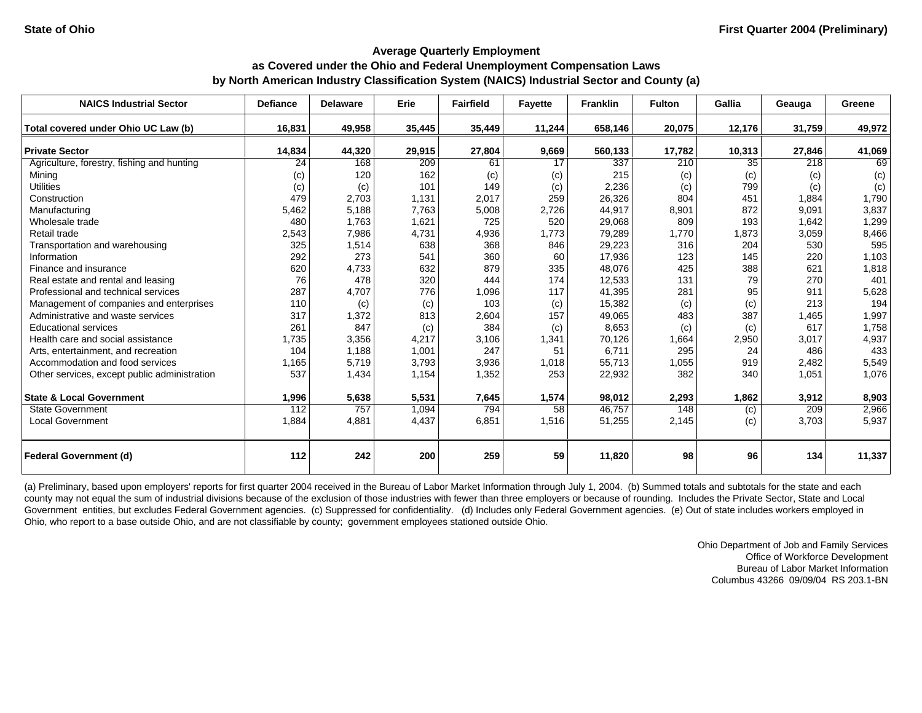# Average Quarterly Employment
## as Covered under the Ohio and Federal Unemployment Compensation Laws
## by North American Industry Classification System (NAICS) Industrial Sector and County (a)

State of Ohio — First Quarter 2004 (Preliminary)

| NAICS Industrial Sector | Defiance | Delaware | Erie | Fairfield | Fayette | Franklin | Fulton | Gallia | Geauga | Greene |
|---|---|---|---|---|---|---|---|---|---|---|
| **Total covered under Ohio UC Law (b)** | **16,831** | **49,958** | **35,445** | **35,449** | **11,244** | **658,146** | **20,075** | **12,176** | **31,759** | **49,972** |
| **Private Sector** | **14,834** | **44,320** | **29,915** | **27,804** | **9,669** | **560,133** | **17,782** | **10,313** | **27,846** | **41,069** |
| Agriculture, forestry, fishing and hunting | 24 | 168 | 209 | 61 | 17 | 337 | 210 | 35 | 218 | 69 |
| Mining | (c) | 120 | 162 | (c) | (c) | 215 | (c) | (c) | (c) | (c) |
| Utilities | (c) | (c) | 101 | 149 | (c) | 2,236 | (c) | 799 | (c) | (c) |
| Construction | 479 | 2,703 | 1,131 | 2,017 | 259 | 26,326 | 804 | 451 | 1,884 | 1,790 |
| Manufacturing | 5,462 | 5,188 | 7,763 | 5,008 | 2,726 | 44,917 | 8,901 | 872 | 9,091 | 3,837 |
| Wholesale trade | 480 | 1,763 | 1,621 | 725 | 520 | 29,068 | 809 | 193 | 1,642 | 1,299 |
| Retail trade | 2,543 | 7,986 | 4,731 | 4,936 | 1,773 | 79,289 | 1,770 | 1,873 | 3,059 | 8,466 |
| Transportation and warehousing | 325 | 1,514 | 638 | 368 | 846 | 29,223 | 316 | 204 | 530 | 595 |
| Information | 292 | 273 | 541 | 360 | 60 | 17,936 | 123 | 145 | 220 | 1,103 |
| Finance and insurance | 620 | 4,733 | 632 | 879 | 335 | 48,076 | 425 | 388 | 621 | 1,818 |
| Real estate and rental and leasing | 76 | 478 | 320 | 444 | 174 | 12,533 | 131 | 79 | 270 | 401 |
| Professional and technical services | 287 | 4,707 | 776 | 1,096 | 117 | 41,395 | 281 | 95 | 911 | 5,628 |
| Management of companies and enterprises | 110 | (c) | (c) | 103 | (c) | 15,382 | (c) | (c) | 213 | 194 |
| Administrative and waste services | 317 | 1,372 | 813 | 2,604 | 157 | 49,065 | 483 | 387 | 1,465 | 1,997 |
| Educational services | 261 | 847 | (c) | 384 | (c) | 8,653 | (c) | (c) | 617 | 1,758 |
| Health care and social assistance | 1,735 | 3,356 | 4,217 | 3,106 | 1,341 | 70,126 | 1,664 | 2,950 | 3,017 | 4,937 |
| Arts, entertainment, and recreation | 104 | 1,188 | 1,001 | 247 | 51 | 6,711 | 295 | 24 | 486 | 433 |
| Accommodation and food services | 1,165 | 5,719 | 3,793 | 3,936 | 1,018 | 55,713 | 1,055 | 919 | 2,482 | 5,549 |
| Other services, except public administration | 537 | 1,434 | 1,154 | 1,352 | 253 | 22,932 | 382 | 340 | 1,051 | 1,076 |
| **State & Local Government** | **1,996** | **5,638** | **5,531** | **7,645** | **1,574** | **98,012** | **2,293** | **1,862** | **3,912** | **8,903** |
| State Government | 112 | 757 | 1,094 | 794 | 58 | 46,757 | 148 | (c) | 209 | 2,966 |
| Local Government | 1,884 | 4,881 | 4,437 | 6,851 | 1,516 | 51,255 | 2,145 | (c) | 3,703 | 5,937 |
| **Federal Government (d)** | **112** | **242** | **200** | **259** | **59** | **11,820** | **98** | **96** | **134** | **11,337** |

(a) Preliminary, based upon employers' reports for first quarter 2004 received in the Bureau of Labor Market Information through July 1, 2004. (b) Summed totals and subtotals for the state and each county may not equal the sum of industrial divisions because of the exclusion of those industries with fewer than three employers or because of rounding. Includes the Private Sector, State and Local Government entities, but excludes Federal Government agencies. (c) Suppressed for confidentiality. (d) Includes only Federal Government agencies. (e) Out of state includes workers employed in Ohio, who report to a base outside Ohio, and are not classifiable by county; government employees stationed outside Ohio.

Ohio Department of Job and Family Services
Office of Workforce Development
Bureau of Labor Market Information
Columbus 43266 09/09/04 RS 203.1-BN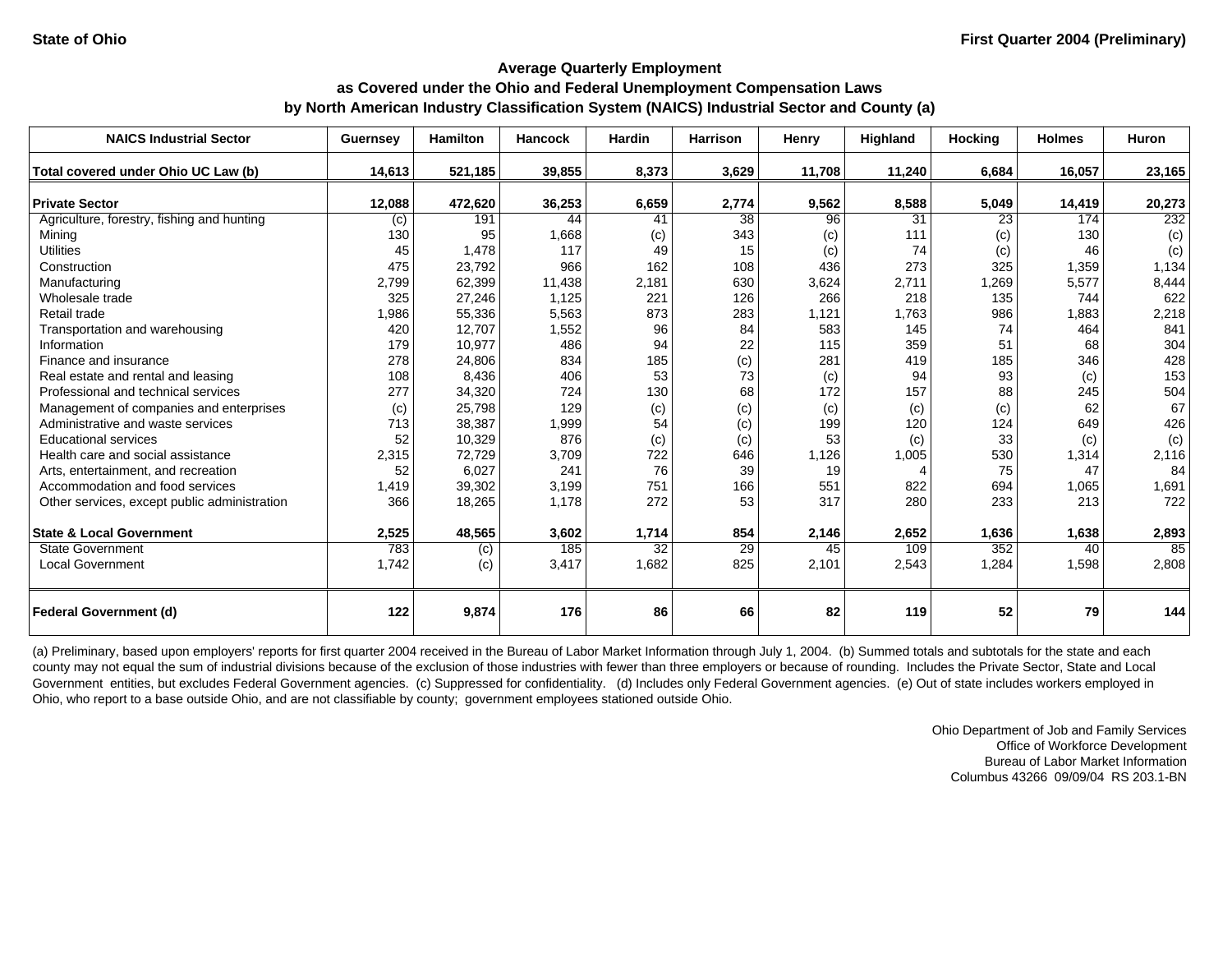State of Ohio

First Quarter 2004 (Preliminary)

## Average Quarterly Employment
## as Covered under the Ohio and Federal Unemployment Compensation Laws
## by North American Industry Classification System (NAICS) Industrial Sector and County (a)

| NAICS Industrial Sector | Guernsey | Hamilton | Hancock | Hardin | Harrison | Henry | Highland | Hocking | Holmes | Huron |
|---|---|---|---|---|---|---|---|---|---|---|
| **Total covered under Ohio UC Law (b)** | **14,613** | **521,185** | **39,855** | **8,373** | **3,629** | **11,708** | **11,240** | **6,684** | **16,057** | **23,165** |
| **Private Sector** | **12,088** | **472,620** | **36,253** | **6,659** | **2,774** | **9,562** | **8,588** | **5,049** | **14,419** | **20,273** |
| Agriculture, forestry, fishing and hunting | (c) | 191 | 44 | 41 | 38 | 96 | 31 | 23 | 174 | 232 |
| Mining | 130 | 95 | 1,668 | (c) | 343 | (c) | 111 | (c) | 130 | (c) |
| Utilities | 45 | 1,478 | 117 | 49 | 15 | (c) | 74 | (c) | 46 | (c) |
| Construction | 475 | 23,792 | 966 | 162 | 108 | 436 | 273 | 325 | 1,359 | 1,134 |
| Manufacturing | 2,799 | 62,399 | 11,438 | 2,181 | 630 | 3,624 | 2,711 | 1,269 | 5,577 | 8,444 |
| Wholesale trade | 325 | 27,246 | 1,125 | 221 | 126 | 266 | 218 | 135 | 744 | 622 |
| Retail trade | 1,986 | 55,336 | 5,563 | 873 | 283 | 1,121 | 1,763 | 986 | 1,883 | 2,218 |
| Transportation and warehousing | 420 | 12,707 | 1,552 | 96 | 84 | 583 | 145 | 74 | 464 | 841 |
| Information | 179 | 10,977 | 486 | 94 | 22 | 115 | 359 | 51 | 68 | 304 |
| Finance and insurance | 278 | 24,806 | 834 | 185 | (c) | 281 | 419 | 185 | 346 | 428 |
| Real estate and rental and leasing | 108 | 8,436 | 406 | 53 | 73 | (c) | 94 | 93 | (c) | 153 |
| Professional and technical services | 277 | 34,320 | 724 | 130 | 68 | 172 | 157 | 88 | 245 | 504 |
| Management of companies and enterprises | (c) | 25,798 | 129 | (c) | (c) | (c) | (c) | (c) | 62 | 67 |
| Administrative and waste services | 713 | 38,387 | 1,999 | 54 | (c) | 199 | 120 | 124 | 649 | 426 |
| Educational services | 52 | 10,329 | 876 | (c) | (c) | 53 | (c) | 33 | (c) | (c) |
| Health care and social assistance | 2,315 | 72,729 | 3,709 | 722 | 646 | 1,126 | 1,005 | 530 | 1,314 | 2,116 |
| Arts, entertainment, and recreation | 52 | 6,027 | 241 | 76 | 39 | 19 | 4 | 75 | 47 | 84 |
| Accommodation and food services | 1,419 | 39,302 | 3,199 | 751 | 166 | 551 | 822 | 694 | 1,065 | 1,691 |
| Other services, except public administration | 366 | 18,265 | 1,178 | 272 | 53 | 317 | 280 | 233 | 213 | 722 |
| **State & Local Government** | **2,525** | **48,565** | **3,602** | **1,714** | **854** | **2,146** | **2,652** | **1,636** | **1,638** | **2,893** |
| State Government | 783 | (c) | 185 | 32 | 29 | 45 | 109 | 352 | 40 | 85 |
| Local Government | 1,742 | (c) | 3,417 | 1,682 | 825 | 2,101 | 2,543 | 1,284 | 1,598 | 2,808 |
| **Federal Government (d)** | **122** | **9,874** | **176** | **86** | **66** | **82** | **119** | **52** | **79** | **144** |

(a) Preliminary, based upon employers' reports for first quarter 2004 received in the Bureau of Labor Market Information through July 1, 2004. (b) Summed totals and subtotals for the state and each county may not equal the sum of industrial divisions because of the exclusion of those industries with fewer than three employers or because of rounding. Includes the Private Sector, State and Local Government entities, but excludes Federal Government agencies. (c) Suppressed for confidentiality. (d) Includes only Federal Government agencies. (e) Out of state includes workers employed in Ohio, who report to a base outside Ohio, and are not classifiable by county; government employees stationed outside Ohio.

Ohio Department of Job and Family Services
Office of Workforce Development
Bureau of Labor Market Information
Columbus 43266 09/09/04 RS 203.1-BN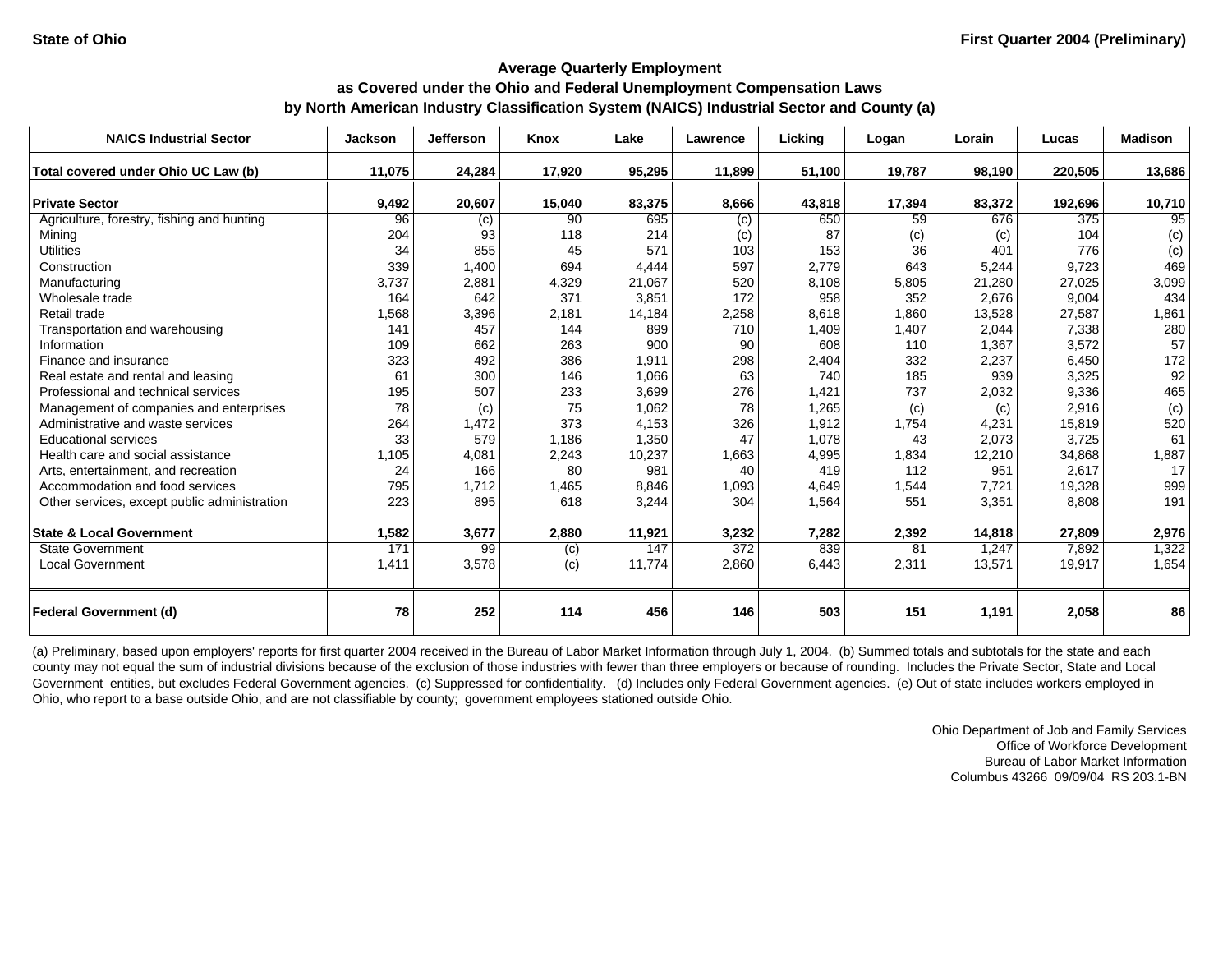State of Ohio | First Quarter 2004 (Preliminary)

## Average Quarterly Employment
## as Covered under the Ohio and Federal Unemployment Compensation Laws
## by North American Industry Classification System (NAICS) Industrial Sector and County (a)

| NAICS Industrial Sector | Jackson | Jefferson | Knox | Lake | Lawrence | Licking | Logan | Lorain | Lucas | Madison |
|---|---|---|---|---|---|---|---|---|---|---|
| **Total covered under Ohio UC Law (b)** | **11,075** | **24,284** | **17,920** | **95,295** | **11,899** | **51,100** | **19,787** | **98,190** | **220,505** | **13,686** |
| **Private Sector** | **9,492** | **20,607** | **15,040** | **83,375** | **8,666** | **43,818** | **17,394** | **83,372** | **192,696** | **10,710** |
| Agriculture, forestry, fishing and hunting | 96 | (c) | 90 | 695 | (c) | 650 | 59 | 676 | 375 | 95 |
| Mining | 204 | 93 | 118 | 214 | (c) | 87 | (c) | (c) | 104 | (c) |
| Utilities | 34 | 855 | 45 | 571 | 103 | 153 | 36 | 401 | 776 | (c) |
| Construction | 339 | 1,400 | 694 | 4,444 | 597 | 2,779 | 643 | 5,244 | 9,723 | 469 |
| Manufacturing | 3,737 | 2,881 | 4,329 | 21,067 | 520 | 8,108 | 5,805 | 21,280 | 27,025 | 3,099 |
| Wholesale trade | 164 | 642 | 371 | 3,851 | 172 | 958 | 352 | 2,676 | 9,004 | 434 |
| Retail trade | 1,568 | 3,396 | 2,181 | 14,184 | 2,258 | 8,618 | 1,860 | 13,528 | 27,587 | 1,861 |
| Transportation and warehousing | 141 | 457 | 144 | 899 | 710 | 1,409 | 1,407 | 2,044 | 7,338 | 280 |
| Information | 109 | 662 | 263 | 900 | 90 | 608 | 110 | 1,367 | 3,572 | 57 |
| Finance and insurance | 323 | 492 | 386 | 1,911 | 298 | 2,404 | 332 | 2,237 | 6,450 | 172 |
| Real estate and rental and leasing | 61 | 300 | 146 | 1,066 | 63 | 740 | 185 | 939 | 3,325 | 92 |
| Professional and technical services | 195 | 507 | 233 | 3,699 | 276 | 1,421 | 737 | 2,032 | 9,336 | 465 |
| Management of companies and enterprises | 78 | (c) | 75 | 1,062 | 78 | 1,265 | (c) | (c) | 2,916 | (c) |
| Administrative and waste services | 264 | 1,472 | 373 | 4,153 | 326 | 1,912 | 1,754 | 4,231 | 15,819 | 520 |
| Educational services | 33 | 579 | 1,186 | 1,350 | 47 | 1,078 | 43 | 2,073 | 3,725 | 61 |
| Health care and social assistance | 1,105 | 4,081 | 2,243 | 10,237 | 1,663 | 4,995 | 1,834 | 12,210 | 34,868 | 1,887 |
| Arts, entertainment, and recreation | 24 | 166 | 80 | 981 | 40 | 419 | 112 | 951 | 2,617 | 17 |
| Accommodation and food services | 795 | 1,712 | 1,465 | 8,846 | 1,093 | 4,649 | 1,544 | 7,721 | 19,328 | 999 |
| Other services, except public administration | 223 | 895 | 618 | 3,244 | 304 | 1,564 | 551 | 3,351 | 8,808 | 191 |
| **State & Local Government** | **1,582** | **3,677** | **2,880** | **11,921** | **3,232** | **7,282** | **2,392** | **14,818** | **27,809** | **2,976** |
| State Government | 171 | 99 | (c) | 147 | 372 | 839 | 81 | 1,247 | 7,892 | 1,322 |
| Local Government | 1,411 | 3,578 | (c) | 11,774 | 2,860 | 6,443 | 2,311 | 13,571 | 19,917 | 1,654 |
| **Federal Government (d)** | **78** | **252** | **114** | **456** | **146** | **503** | **151** | **1,191** | **2,058** | **86** |

(a) Preliminary, based upon employers' reports for first quarter 2004 received in the Bureau of Labor Market Information through July 1, 2004. (b) Summed totals and subtotals for the state and each county may not equal the sum of industrial divisions because of the exclusion of those industries with fewer than three employers or because of rounding. Includes the Private Sector, State and Local Government entities, but excludes Federal Government agencies. (c) Suppressed for confidentiality. (d) Includes only Federal Government agencies. (e) Out of state includes workers employed in Ohio, who report to a base outside Ohio, and are not classifiable by county; government employees stationed outside Ohio.

Ohio Department of Job and Family Services
Office of Workforce Development
Bureau of Labor Market Information
Columbus 43266 09/09/04 RS 203.1-BN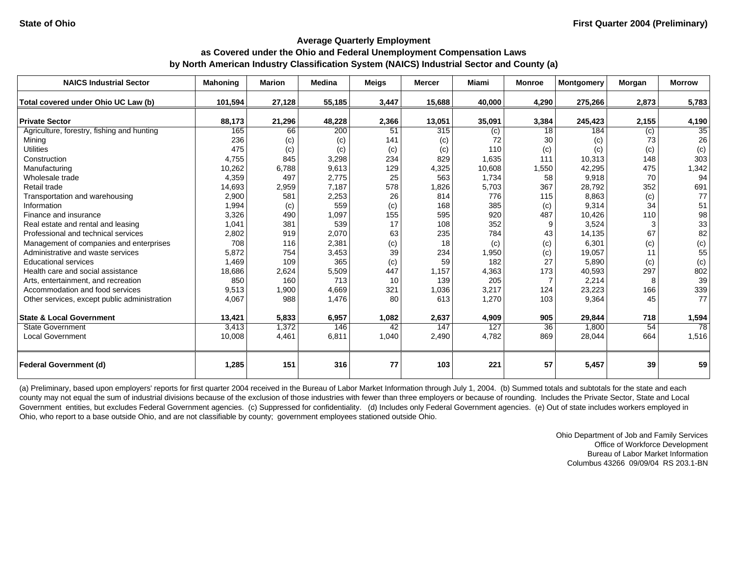State of Ohio | First Quarter 2004 (Preliminary)

## Average Quarterly Employment
## as Covered under the Ohio and Federal Unemployment Compensation Laws
## by North American Industry Classification System (NAICS) Industrial Sector and County (a)

| NAICS Industrial Sector | Mahoning | Marion | Medina | Meigs | Mercer | Miami | Monroe | Montgomery | Morgan | Morrow |
|---|---|---|---|---|---|---|---|---|---|---|
| **Total covered under Ohio UC Law (b)** | **101,594** | **27,128** | **55,185** | **3,447** | **15,688** | **40,000** | **4,290** | **275,266** | **2,873** | **5,783** |
| **Private Sector** | **88,173** | **21,296** | **48,228** | **2,366** | **13,051** | **35,091** | **3,384** | **245,423** | **2,155** | **4,190** |
| Agriculture, forestry, fishing and hunting | 165 | 66 | 200 | 51 | 315 | (c) | 18 | 184 | (c) | 35 |
| Mining | 236 | (c) | (c) | 141 | (c) | 72 | 30 | (c) | 73 | 26 |
| Utilities | 475 | (c) | (c) | (c) | (c) | 110 | (c) | (c) | (c) | (c) |
| Construction | 4,755 | 845 | 3,298 | 234 | 829 | 1,635 | 111 | 10,313 | 148 | 303 |
| Manufacturing | 10,262 | 6,788 | 9,613 | 129 | 4,325 | 10,608 | 1,550 | 42,295 | 475 | 1,342 |
| Wholesale trade | 4,359 | 497 | 2,775 | 25 | 563 | 1,734 | 58 | 9,918 | 70 | 94 |
| Retail trade | 14,693 | 2,959 | 7,187 | 578 | 1,826 | 5,703 | 367 | 28,792 | 352 | 691 |
| Transportation and warehousing | 2,900 | 581 | 2,253 | 26 | 814 | 776 | 115 | 8,863 | (c) | 77 |
| Information | 1,994 | (c) | 559 | (c) | 168 | 385 | (c) | 9,314 | 34 | 51 |
| Finance and insurance | 3,326 | 490 | 1,097 | 155 | 595 | 920 | 487 | 10,426 | 110 | 98 |
| Real estate and rental and leasing | 1,041 | 381 | 539 | 17 | 108 | 352 | 9 | 3,524 | 3 | 33 |
| Professional and technical services | 2,802 | 919 | 2,070 | 63 | 235 | 784 | 43 | 14,135 | 67 | 82 |
| Management of companies and enterprises | 708 | 116 | 2,381 | (c) | 18 | (c) | (c) | 6,301 | (c) | (c) |
| Administrative and waste services | 5,872 | 754 | 3,453 | 39 | 234 | 1,950 | (c) | 19,057 | 11 | 55 |
| Educational services | 1,469 | 109 | 365 | (c) | 59 | 182 | 27 | 5,890 | (c) | (c) |
| Health care and social assistance | 18,686 | 2,624 | 5,509 | 447 | 1,157 | 4,363 | 173 | 40,593 | 297 | 802 |
| Arts, entertainment, and recreation | 850 | 160 | 713 | 10 | 139 | 205 | 7 | 2,214 | 8 | 39 |
| Accommodation and food services | 9,513 | 1,900 | 4,669 | 321 | 1,036 | 3,217 | 124 | 23,223 | 166 | 339 |
| Other services, except public administration | 4,067 | 988 | 1,476 | 80 | 613 | 1,270 | 103 | 9,364 | 45 | 77 |
| **State & Local Government** | **13,421** | **5,833** | **6,957** | **1,082** | **2,637** | **4,909** | **905** | **29,844** | **718** | **1,594** |
| State Government | 3,413 | 1,372 | 146 | 42 | 147 | 127 | 36 | 1,800 | 54 | 78 |
| Local Government | 10,008 | 4,461 | 6,811 | 1,040 | 2,490 | 4,782 | 869 | 28,044 | 664 | 1,516 |
| **Federal Government (d)** | **1,285** | **151** | **316** | **77** | **103** | **221** | **57** | **5,457** | **39** | **59** |

(a) Preliminary, based upon employers' reports for first quarter 2004 received in the Bureau of Labor Market Information through July 1, 2004. (b) Summed totals and subtotals for the state and each county may not equal the sum of industrial divisions because of the exclusion of those industries with fewer than three employers or because of rounding. Includes the Private Sector, State and Local Government entities, but excludes Federal Government agencies. (c) Suppressed for confidentiality. (d) Includes only Federal Government agencies. (e) Out of state includes workers employed in Ohio, who report to a base outside Ohio, and are not classifiable by county; government employees stationed outside Ohio.

Ohio Department of Job and Family Services
Office of Workforce Development
Bureau of Labor Market Information
Columbus 43266 09/09/04 RS 203.1-BN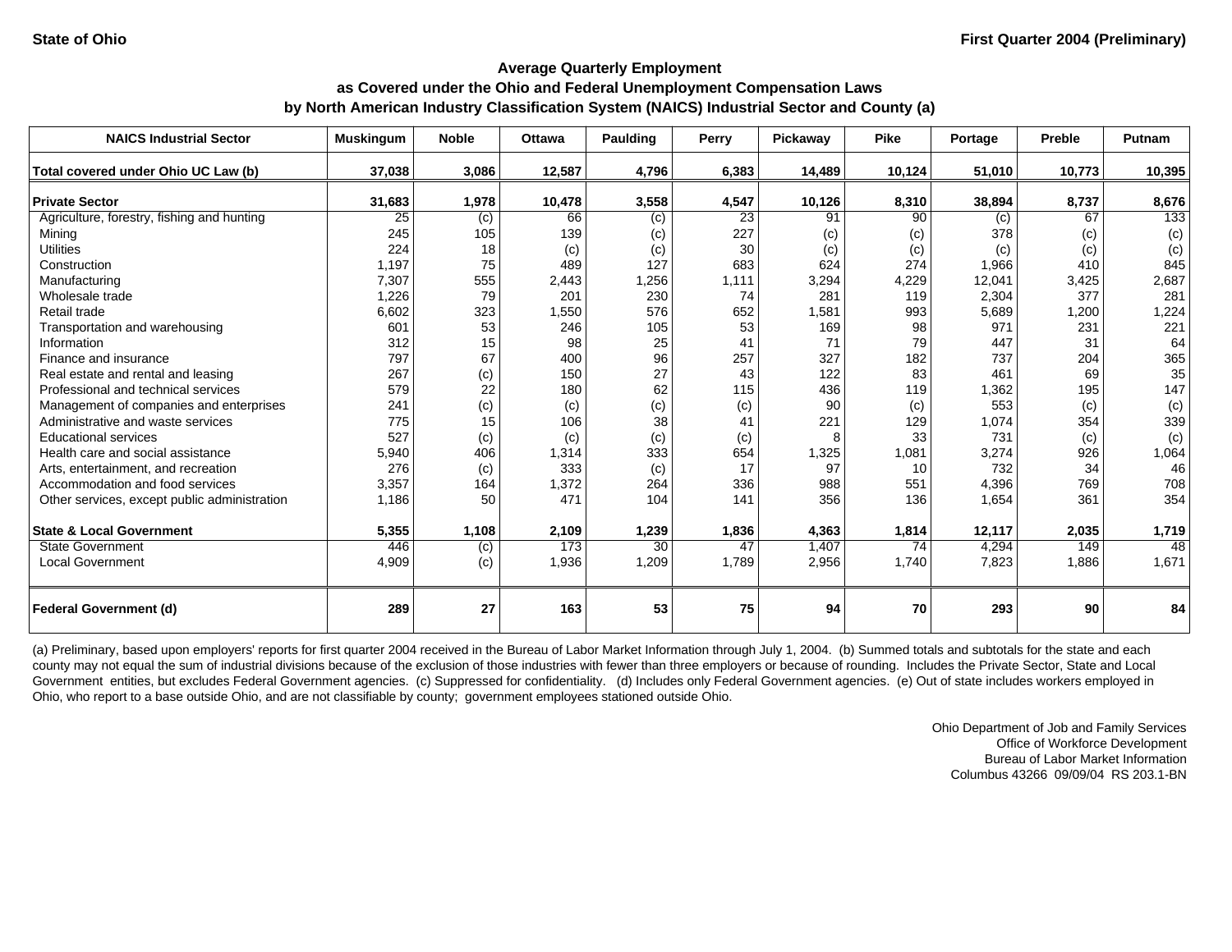**State of Ohio** | **First Quarter 2004 (Preliminary)**

## Average Quarterly Employment
## as Covered under the Ohio and Federal Unemployment Compensation Laws
## by North American Industry Classification System (NAICS) Industrial Sector and County (a)

| NAICS Industrial Sector | Muskingum | Noble | Ottawa | Paulding | Perry | Pickaway | Pike | Portage | Preble | Putnam |
|---|---|---|---|---|---|---|---|---|---|---|
| **Total covered under Ohio UC Law (b)** | **37,038** | **3,086** | **12,587** | **4,796** | **6,383** | **14,489** | **10,124** | **51,010** | **10,773** | **10,395** |
| **Private Sector** | **31,683** | **1,978** | **10,478** | **3,558** | **4,547** | **10,126** | **8,310** | **38,894** | **8,737** | **8,676** |
| Agriculture, forestry, fishing and hunting | 25 | (c) | 66 | (c) | 23 | 91 | 90 | (c) | 67 | 133 |
| Mining | 245 | 105 | 139 | (c) | 227 | (c) | (c) | 378 | (c) | (c) |
| Utilities | 224 | 18 | (c) | (c) | 30 | (c) | (c) | (c) | (c) | (c) |
| Construction | 1,197 | 75 | 489 | 127 | 683 | 624 | 274 | 1,966 | 410 | 845 |
| Manufacturing | 7,307 | 555 | 2,443 | 1,256 | 1,111 | 3,294 | 4,229 | 12,041 | 3,425 | 2,687 |
| Wholesale trade | 1,226 | 79 | 201 | 230 | 74 | 281 | 119 | 2,304 | 377 | 281 |
| Retail trade | 6,602 | 323 | 1,550 | 576 | 652 | 1,581 | 993 | 5,689 | 1,200 | 1,224 |
| Transportation and warehousing | 601 | 53 | 246 | 105 | 53 | 169 | 98 | 971 | 231 | 221 |
| Information | 312 | 15 | 98 | 25 | 41 | 71 | 79 | 447 | 31 | 64 |
| Finance and insurance | 797 | 67 | 400 | 96 | 257 | 327 | 182 | 737 | 204 | 365 |
| Real estate and rental and leasing | 267 | (c) | 150 | 27 | 43 | 122 | 83 | 461 | 69 | 35 |
| Professional and technical services | 579 | 22 | 180 | 62 | 115 | 436 | 119 | 1,362 | 195 | 147 |
| Management of companies and enterprises | 241 | (c) | (c) | (c) | (c) | 90 | (c) | 553 | (c) | (c) |
| Administrative and waste services | 775 | 15 | 106 | 38 | 41 | 221 | 129 | 1,074 | 354 | 339 |
| Educational services | 527 | (c) | (c) | (c) | (c) | 8 | 33 | 731 | (c) | (c) |
| Health care and social assistance | 5,940 | 406 | 1,314 | 333 | 654 | 1,325 | 1,081 | 3,274 | 926 | 1,064 |
| Arts, entertainment, and recreation | 276 | (c) | 333 | (c) | 17 | 97 | 10 | 732 | 34 | 46 |
| Accommodation and food services | 3,357 | 164 | 1,372 | 264 | 336 | 988 | 551 | 4,396 | 769 | 708 |
| Other services, except public administration | 1,186 | 50 | 471 | 104 | 141 | 356 | 136 | 1,654 | 361 | 354 |
| **State & Local Government** | **5,355** | **1,108** | **2,109** | **1,239** | **1,836** | **4,363** | **1,814** | **12,117** | **2,035** | **1,719** |
| State Government | 446 | (c) | 173 | 30 | 47 | 1,407 | 74 | 4,294 | 149 | 48 |
| Local Government | 4,909 | (c) | 1,936 | 1,209 | 1,789 | 2,956 | 1,740 | 7,823 | 1,886 | 1,671 |
| **Federal Government (d)** | **289** | **27** | **163** | **53** | **75** | **94** | **70** | **293** | **90** | **84** |

(a) Preliminary, based upon employers' reports for first quarter 2004 received in the Bureau of Labor Market Information through July 1, 2004. (b) Summed totals and subtotals for the state and each county may not equal the sum of industrial divisions because of the exclusion of those industries with fewer than three employers or because of rounding. Includes the Private Sector, State and Local Government entities, but excludes Federal Government agencies. (c) Suppressed for confidentiality. (d) Includes only Federal Government agencies. (e) Out of state includes workers employed in Ohio, who report to a base outside Ohio, and are not classifiable by county; government employees stationed outside Ohio.

Ohio Department of Job and Family Services
Office of Workforce Development
Bureau of Labor Market Information
Columbus 43266 09/09/04 RS 203.1-BN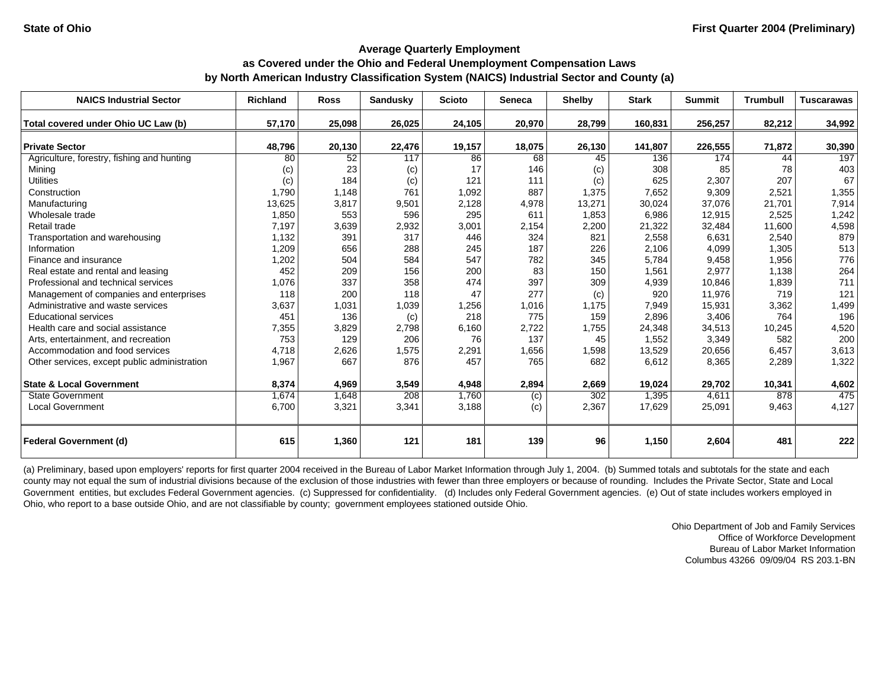State of Ohio

First Quarter 2004 (Preliminary)

## Average Quarterly Employment
## as Covered under the Ohio and Federal Unemployment Compensation Laws
## by North American Industry Classification System (NAICS) Industrial Sector and County (a)

| NAICS Industrial Sector | Richland | Ross | Sandusky | Scioto | Seneca | Shelby | Stark | Summit | Trumbull | Tuscarawas |
|---|---|---|---|---|---|---|---|---|---|---|
| **Total covered under Ohio UC Law (b)** | **57,170** | **25,098** | **26,025** | **24,105** | **20,970** | **28,799** | **160,831** | **256,257** | **82,212** | **34,992** |
| **Private Sector** | **48,796** | **20,130** | **22,476** | **19,157** | **18,075** | **26,130** | **141,807** | **226,555** | **71,872** | **30,390** |
| Agriculture, forestry, fishing and hunting | 80 | 52 | 117 | 86 | 68 | 45 | 136 | 174 | 44 | 197 |
| Mining | (c) | 23 | (c) | 17 | 146 | (c) | 308 | 85 | 78 | 403 |
| Utilities | (c) | 184 | (c) | 121 | 111 | (c) | 625 | 2,307 | 207 | 67 |
| Construction | 1,790 | 1,148 | 761 | 1,092 | 887 | 1,375 | 7,652 | 9,309 | 2,521 | 1,355 |
| Manufacturing | 13,625 | 3,817 | 9,501 | 2,128 | 4,978 | 13,271 | 30,024 | 37,076 | 21,701 | 7,914 |
| Wholesale trade | 1,850 | 553 | 596 | 295 | 611 | 1,853 | 6,986 | 12,915 | 2,525 | 1,242 |
| Retail trade | 7,197 | 3,639 | 2,932 | 3,001 | 2,154 | 2,200 | 21,322 | 32,484 | 11,600 | 4,598 |
| Transportation and warehousing | 1,132 | 391 | 317 | 446 | 324 | 821 | 2,558 | 6,631 | 2,540 | 879 |
| Information | 1,209 | 656 | 288 | 245 | 187 | 226 | 2,106 | 4,099 | 1,305 | 513 |
| Finance and insurance | 1,202 | 504 | 584 | 547 | 782 | 345 | 5,784 | 9,458 | 1,956 | 776 |
| Real estate and rental and leasing | 452 | 209 | 156 | 200 | 83 | 150 | 1,561 | 2,977 | 1,138 | 264 |
| Professional and technical services | 1,076 | 337 | 358 | 474 | 397 | 309 | 4,939 | 10,846 | 1,839 | 711 |
| Management of companies and enterprises | 118 | 200 | 118 | 47 | 277 | (c) | 920 | 11,976 | 719 | 121 |
| Administrative and waste services | 3,637 | 1,031 | 1,039 | 1,256 | 1,016 | 1,175 | 7,949 | 15,931 | 3,362 | 1,499 |
| Educational services | 451 | 136 | (c) | 218 | 775 | 159 | 2,896 | 3,406 | 764 | 196 |
| Health care and social assistance | 7,355 | 3,829 | 2,798 | 6,160 | 2,722 | 1,755 | 24,348 | 34,513 | 10,245 | 4,520 |
| Arts, entertainment, and recreation | 753 | 129 | 206 | 76 | 137 | 45 | 1,552 | 3,349 | 582 | 200 |
| Accommodation and food services | 4,718 | 2,626 | 1,575 | 2,291 | 1,656 | 1,598 | 13,529 | 20,656 | 6,457 | 3,613 |
| Other services, except public administration | 1,967 | 667 | 876 | 457 | 765 | 682 | 6,612 | 8,365 | 2,289 | 1,322 |
| **State & Local Government** | **8,374** | **4,969** | **3,549** | **4,948** | **2,894** | **2,669** | **19,024** | **29,702** | **10,341** | **4,602** |
| State Government | 1,674 | 1,648 | 208 | 1,760 | (c) | 302 | 1,395 | 4,611 | 878 | 475 |
| Local Government | 6,700 | 3,321 | 3,341 | 3,188 | (c) | 2,367 | 17,629 | 25,091 | 9,463 | 4,127 |
| **Federal Government (d)** | **615** | **1,360** | **121** | **181** | **139** | **96** | **1,150** | **2,604** | **481** | **222** |

(a) Preliminary, based upon employers' reports for first quarter 2004 received in the Bureau of Labor Market Information through July 1, 2004. (b) Summed totals and subtotals for the state and each county may not equal the sum of industrial divisions because of the exclusion of those industries with fewer than three employers or because of rounding. Includes the Private Sector, State and Local Government entities, but excludes Federal Government agencies. (c) Suppressed for confidentiality. (d) Includes only Federal Government agencies. (e) Out of state includes workers employed in Ohio, who report to a base outside Ohio, and are not classifiable by county; government employees stationed outside Ohio.

Ohio Department of Job and Family Services
Office of Workforce Development
Bureau of Labor Market Information
Columbus 43266 09/09/04 RS 203.1-BN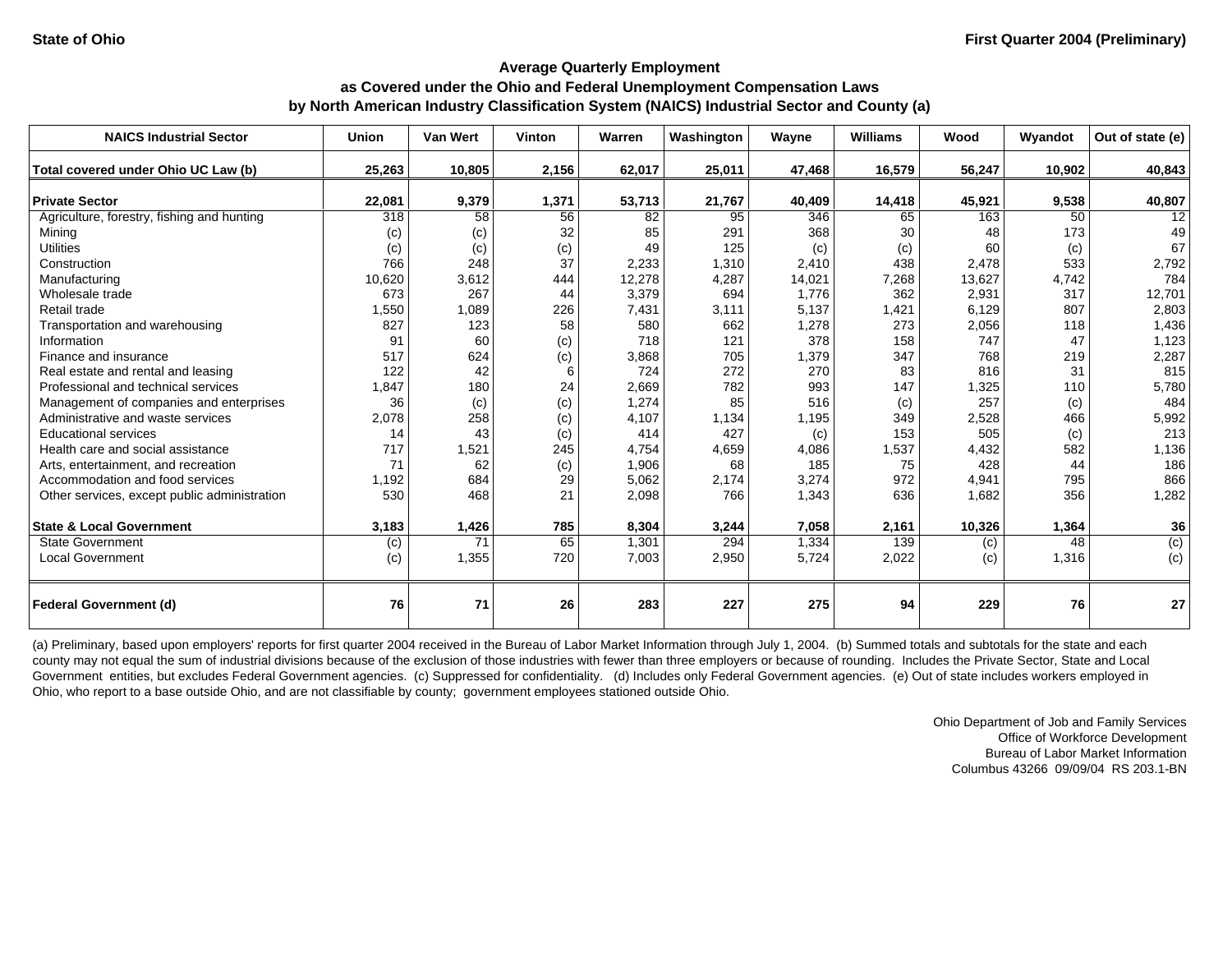**State of Ohio** **First Quarter 2004 (Preliminary)**

## Average Quarterly Employment
## as Covered under the Ohio and Federal Unemployment Compensation Laws
## by North American Industry Classification System (NAICS) Industrial Sector and County (a)

| NAICS Industrial Sector | Union | Van Wert | Vinton | Warren | Washington | Wayne | Williams | Wood | Wyandot | Out of state (e) |
|---|---|---|---|---|---|---|---|---|---|---|
| **Total covered under Ohio UC Law (b)** | **25,263** | **10,805** | **2,156** | **62,017** | **25,011** | **47,468** | **16,579** | **56,247** | **10,902** | **40,843** |
| **Private Sector** | **22,081** | **9,379** | **1,371** | **53,713** | **21,767** | **40,409** | **14,418** | **45,921** | **9,538** | **40,807** |
| Agriculture, forestry, fishing and hunting | 318 | 58 | 56 | 82 | 95 | 346 | 65 | 163 | 50 | 12 |
| Mining | (c) | (c) | 32 | 85 | 291 | 368 | 30 | 48 | 173 | 49 |
| Utilities | (c) | (c) | (c) | 49 | 125 | (c) | (c) | 60 | (c) | 67 |
| Construction | 766 | 248 | 37 | 2,233 | 1,310 | 2,410 | 438 | 2,478 | 533 | 2,792 |
| Manufacturing | 10,620 | 3,612 | 444 | 12,278 | 4,287 | 14,021 | 7,268 | 13,627 | 4,742 | 784 |
| Wholesale trade | 673 | 267 | 44 | 3,379 | 694 | 1,776 | 362 | 2,931 | 317 | 12,701 |
| Retail trade | 1,550 | 1,089 | 226 | 7,431 | 3,111 | 5,137 | 1,421 | 6,129 | 807 | 2,803 |
| Transportation and warehousing | 827 | 123 | 58 | 580 | 662 | 1,278 | 273 | 2,056 | 118 | 1,436 |
| Information | 91 | 60 | (c) | 718 | 121 | 378 | 158 | 747 | 47 | 1,123 |
| Finance and insurance | 517 | 624 | (c) | 3,868 | 705 | 1,379 | 347 | 768 | 219 | 2,287 |
| Real estate and rental and leasing | 122 | 42 | 6 | 724 | 272 | 270 | 83 | 816 | 31 | 815 |
| Professional and technical services | 1,847 | 180 | 24 | 2,669 | 782 | 993 | 147 | 1,325 | 110 | 5,780 |
| Management of companies and enterprises | 36 | (c) | (c) | 1,274 | 85 | 516 | (c) | 257 | (c) | 484 |
| Administrative and waste services | 2,078 | 258 | (c) | 4,107 | 1,134 | 1,195 | 349 | 2,528 | 466 | 5,992 |
| Educational services | 14 | 43 | (c) | 414 | 427 | (c) | 153 | 505 | (c) | 213 |
| Health care and social assistance | 717 | 1,521 | 245 | 4,754 | 4,659 | 4,086 | 1,537 | 4,432 | 582 | 1,136 |
| Arts, entertainment, and recreation | 71 | 62 | (c) | 1,906 | 68 | 185 | 75 | 428 | 44 | 186 |
| Accommodation and food services | 1,192 | 684 | 29 | 5,062 | 2,174 | 3,274 | 972 | 4,941 | 795 | 866 |
| Other services, except public administration | 530 | 468 | 21 | 2,098 | 766 | 1,343 | 636 | 1,682 | 356 | 1,282 |
| **State & Local Government** | **3,183** | **1,426** | **785** | **8,304** | **3,244** | **7,058** | **2,161** | **10,326** | **1,364** | **36** |
| State Government | (c) | 71 | 65 | 1,301 | 294 | 1,334 | 139 | (c) | 48 | (c) |
| Local Government | (c) | 1,355 | 720 | 7,003 | 2,950 | 5,724 | 2,022 | (c) | 1,316 | (c) |
| **Federal Government (d)** | **76** | **71** | **26** | **283** | **227** | **275** | **94** | **229** | **76** | **27** |

(a) Preliminary, based upon employers' reports for first quarter 2004 received in the Bureau of Labor Market Information through July 1, 2004. (b) Summed totals and subtotals for the state and each county may not equal the sum of industrial divisions because of the exclusion of those industries with fewer than three employers or because of rounding. Includes the Private Sector, State and Local Government entities, but excludes Federal Government agencies. (c) Suppressed for confidentiality. (d) Includes only Federal Government agencies. (e) Out of state includes workers employed in Ohio, who report to a base outside Ohio, and are not classifiable by county; government employees stationed outside Ohio.

Ohio Department of Job and Family Services
Office of Workforce Development
Bureau of Labor Market Information
Columbus 43266 09/09/04 RS 203.1-BN